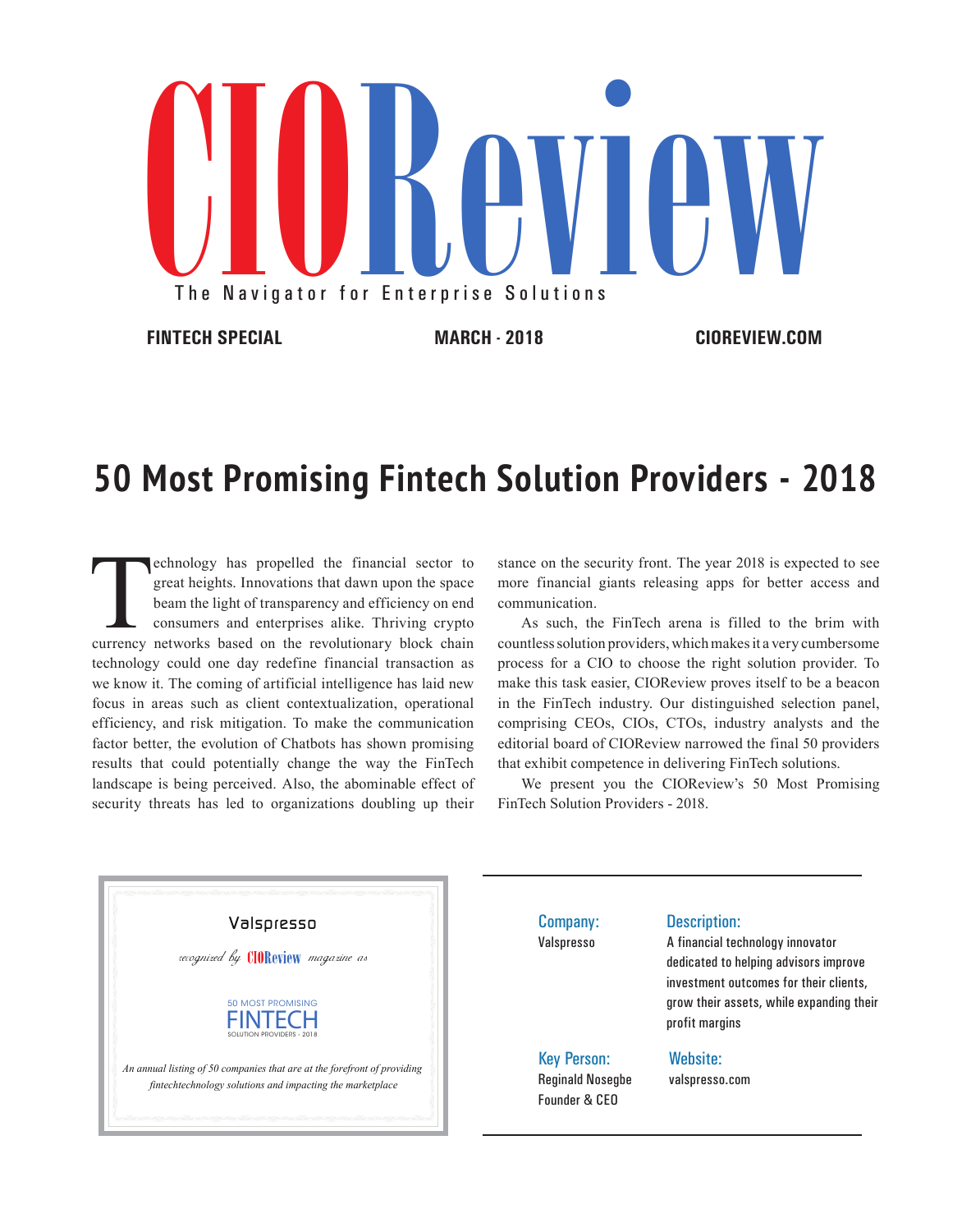# CIOReview

The Navigator for Enterprise Solutions

**FINTECH SPECIAL** | **MARCH - 2018** | **CIOREVIEW.COM**

## 50 Most Promising Fintech Solution Providers - 2018

Technology has propelled the financial sector to great heights. Innovations that dawn upon the space beam the light of transparency and efficiency on end consumers and enterprises alike. Thriving crypto currency networks based on the revolutionary block chain technology could one day redefine financial transaction as we know it. The coming of artificial intelligence has laid new focus in areas such as client contextualization, operational efficiency, and risk mitigation. To make the communication factor better, the evolution of Chatbots has shown promising results that could potentially change the way the FinTech landscape is being perceived. Also, the abominable effect of security threats has led to organizations doubling up their stance on the security front. The year 2018 is expected to see more financial giants releasing apps for better access and communication.

As such, the FinTech arena is filled to the brim with countless solution providers, which makes it a very cumbersome process for a CIO to choose the right solution provider. To make this task easier, CIOReview proves itself to be a beacon in the FinTech industry. Our distinguished selection panel, comprising CEOs, CIOs, CTOs, industry analysts and the editorial board of CIOReview narrowed the final 50 providers that exhibit competence in delivering FinTech solutions.

We present you the CIOReview's 50 Most Promising FinTech Solution Providers - 2018.

---

Valspresso

*recognized by* CIOReview *magazine as*

50 MOST PROMISING
FINTECH
SOLUTION PROVIDERS - 2018

*An annual listing of 50 companies that are at the forefront of providing fintechtechnology solutions and impacting the marketplace*

---

**Company:**
Valspresso

**Description:**
A financial technology innovator dedicated to helping advisors improve investment outcomes for their clients, grow their assets, while expanding their profit margins

**Key Person:**
Reginald Nosegbe
Founder & CEO

**Website:**
valspresso.com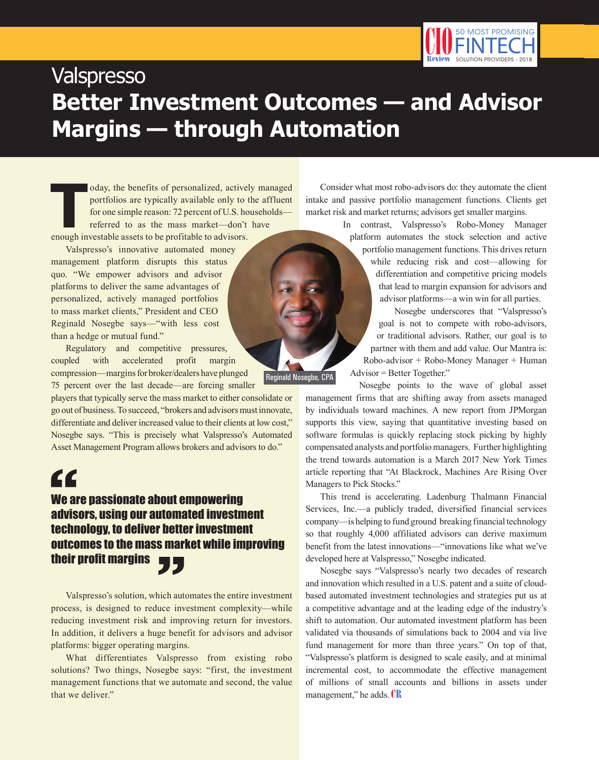# Valspresso

## Better Investment Outcomes — and Advisor Margins — through Automation

Today, the benefits of personalized, actively managed portfolios are typically available only to the affluent for one simple reason: 72 percent of U.S. households—referred to as the mass market—don't have enough investable assets to be profitable to advisors.

Valspresso's innovative automated money management platform disrupts this status quo. "We empower advisors and advisor platforms to deliver the same advantages of personalized, actively managed portfolios to mass market clients," President and CEO Reginald Nosegbe says—"with less cost than a hedge or mutual fund."

Regulatory and competitive pressures, coupled with accelerated profit margin compression—margins for broker/dealers have plunged 75 percent over the last decade—are forcing smaller players that typically serve the mass market to either consolidate or go out of business. To succeed, "brokers and advisors must innovate, differentiate and deliver increased value to their clients at low cost," Nosegbe says. "This is precisely what Valspresso's Automated Asset Management Program allows brokers and advisors to do."

> **We are passionate about empowering advisors, using our automated investment technology, to deliver better investment outcomes to the mass market while improving their profit margins**

Valspresso's solution, which automates the entire investment process, is designed to reduce investment complexity—while reducing investment risk and improving return for investors. In addition, it delivers a huge benefit for advisors and advisor platforms: bigger operating margins.

What differentiates Valspresso from existing robo solutions? Two things, Nosegbe says: "first, the investment management functions that we automate and second, the value that we deliver."

Consider what most robo-advisors do: they automate the client intake and passive portfolio management functions. Clients get market risk and market returns; advisors get smaller margins.

In contrast, Valspresso's Robo-Money Manager platform automates the stock selection and active portfolio management functions. This drives return while reducing risk and cost—allowing for differentiation and competitive pricing models that lead to margin expansion for advisors and advisor platforms—a win win for all parties.

Reginald Nosegbe, CPA

Nosegbe underscores that "Valspresso's goal is not to compete with robo-advisors, or traditional advisors. Rather, our goal is to partner with them and add value. Our Mantra is: Robo-advisor + Robo-Money Manager + Human Advisor = Better Together."

Nosegbe points to the wave of global asset management firms that are shifting away from assets managed by individuals toward machines. A new report from JPMorgan supports this view, saying that quantitative investing based on software formulas is quickly replacing stock picking by highly compensated analysts and portfolio managers. Further highlighting the trend towards automation is a March 2017 New York Times article reporting that "At Blackrock, Machines Are Rising Over Managers to Pick Stocks."

This trend is accelerating. Ladenburg Thalmann Financial Services, Inc.—a publicly traded, diversified financial services company—is helping to fund ground breaking financial technology so that roughly 4,000 affiliated advisors can derive maximum benefit from the latest innovations—"innovations like what we've developed here at Valspresso," Nosegbe indicated.

Nosegbe says "Valspresso's nearly two decades of research and innovation which resulted in a U.S. patent and a suite of cloud-based automated investment technologies and strategies put us at a competitive advantage and at the leading edge of the industry's shift to automation. Our automated investment platform has been validated via thousands of simulations back to 2004 and via live fund management for more than three years." On top of that, "Valspresso's platform is designed to scale easily, and at minimal incremental cost, to accommodate the effective management of millions of small accounts and billions in assets under management," he adds.